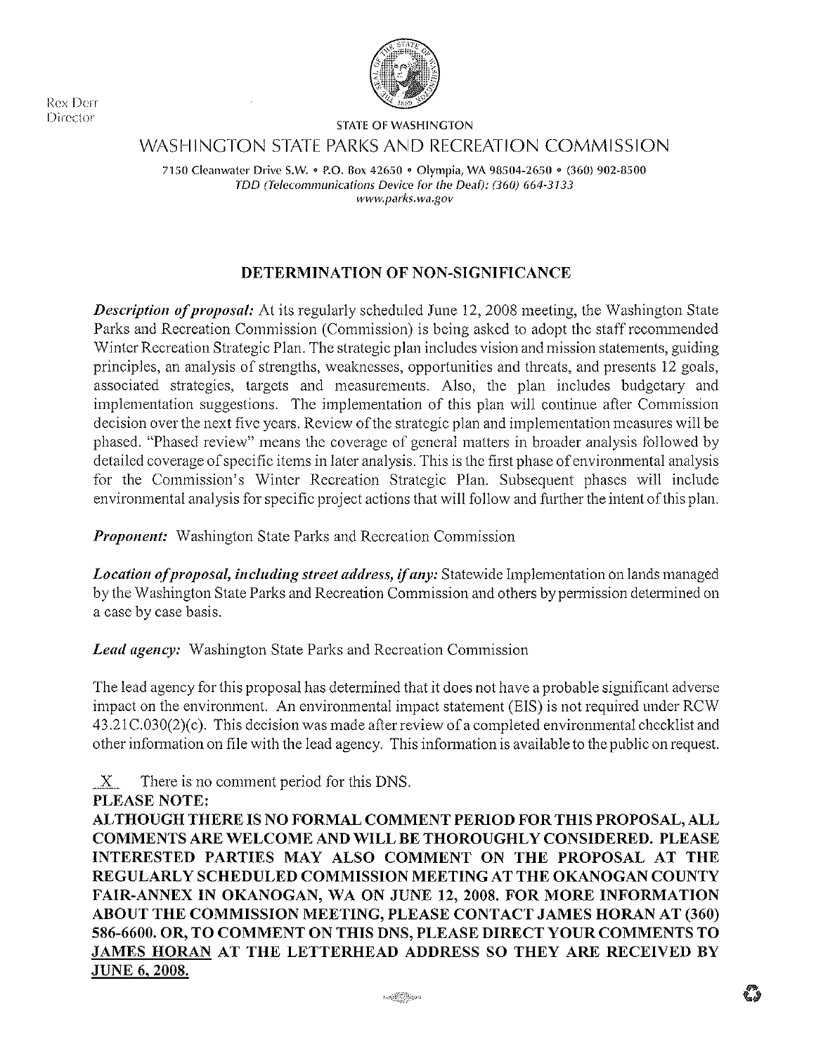Rex Derr
Director

STATE OF WASHINGTON

WASHINGTON STATE PARKS AND RECREATION COMMISSION

7150 Cleanwater Drive S.W. • P.O. Box 42650 • Olympia, WA 98504-2650 • (360) 902-8500
*TDD (Telecommunications Device for the Deaf): (360) 664-3133*
*www.parks.wa.gov*

# DETERMINATION OF NON-SIGNIFICANCE

***Description of proposal:*** At its regularly scheduled June 12, 2008 meeting, the Washington State Parks and Recreation Commission (Commission) is being asked to adopt the staff recommended Winter Recreation Strategic Plan. The strategic plan includes vision and mission statements, guiding principles, an analysis of strengths, weaknesses, opportunities and threats, and presents 12 goals, associated strategies, targets and measurements. Also, the plan includes budgetary and implementation suggestions. The implementation of this plan will continue after Commission decision over the next five years. Review of the strategic plan and implementation measures will be phased. "Phased review" means the coverage of general matters in broader analysis followed by detailed coverage of specific items in later analysis. This is the first phase of environmental analysis for the Commission's Winter Recreation Strategic Plan. Subsequent phases will include environmental analysis for specific project actions that will follow and further the intent of this plan.

***Proponent:*** Washington State Parks and Recreation Commission

***Location of proposal, including street address, if any:*** Statewide Implementation on lands managed by the Washington State Parks and Recreation Commission and others by permission determined on a case by case basis.

***Lead agency:*** Washington State Parks and Recreation Commission

The lead agency for this proposal has determined that it does not have a probable significant adverse impact on the environment. An environmental impact statement (EIS) is not required under RCW 43.21C.030(2)(c). This decision was made after review of a completed environmental checklist and other information on file with the lead agency. This information is available to the public on request.

\_X\_ There is no comment period for this DNS.

**PLEASE NOTE:**

**ALTHOUGH THERE IS NO FORMAL COMMENT PERIOD FOR THIS PROPOSAL, ALL COMMENTS ARE WELCOME AND WILL BE THOROUGHLY CONSIDERED. PLEASE INTERESTED PARTIES MAY ALSO COMMENT ON THE PROPOSAL AT THE REGULARLY SCHEDULED COMMISSION MEETING AT THE OKANOGAN COUNTY FAIR-ANNEX IN OKANOGAN, WA ON JUNE 12, 2008. FOR MORE INFORMATION ABOUT THE COMMISSION MEETING, PLEASE CONTACT JAMES HORAN AT (360) 586-6600. OR, TO COMMENT ON THIS DNS, PLEASE DIRECT YOUR COMMENTS TO <u>JAMES HORAN</u> AT THE LETTERHEAD ADDRESS SO THEY ARE RECEIVED BY <u>JUNE 6, 2008.</u>**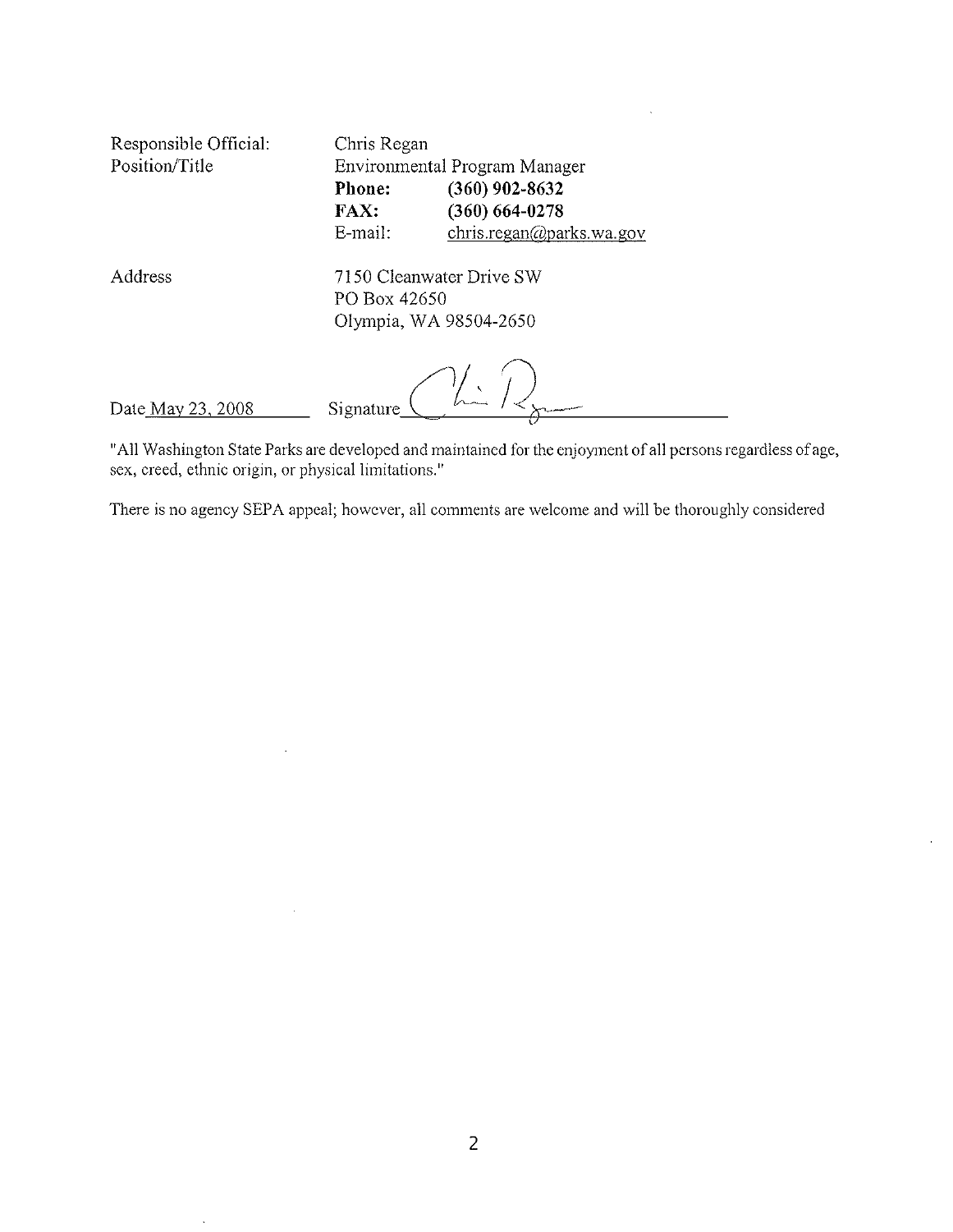| | | |
|---|---|---|
| Responsible Official: | Chris Regan | |
| Position/Title | Environmental Program Manager | |
| | **Phone:** | **(360) 902-8632** |
| | **FAX:** | **(360) 664-0278** |
| | E-mail: | chris.regan@parks.wa.gov |
| Address | 7150 Cleanwater Drive SW<br>PO Box 42650<br>Olympia, WA 98504-2650 | |

Date May 23, 2008 Signature ____________________

"All Washington State Parks are developed and maintained for the enjoyment of all persons regardless of age, sex, creed, ethnic origin, or physical limitations."

There is no agency SEPA appeal; however, all comments are welcome and will be thoroughly considered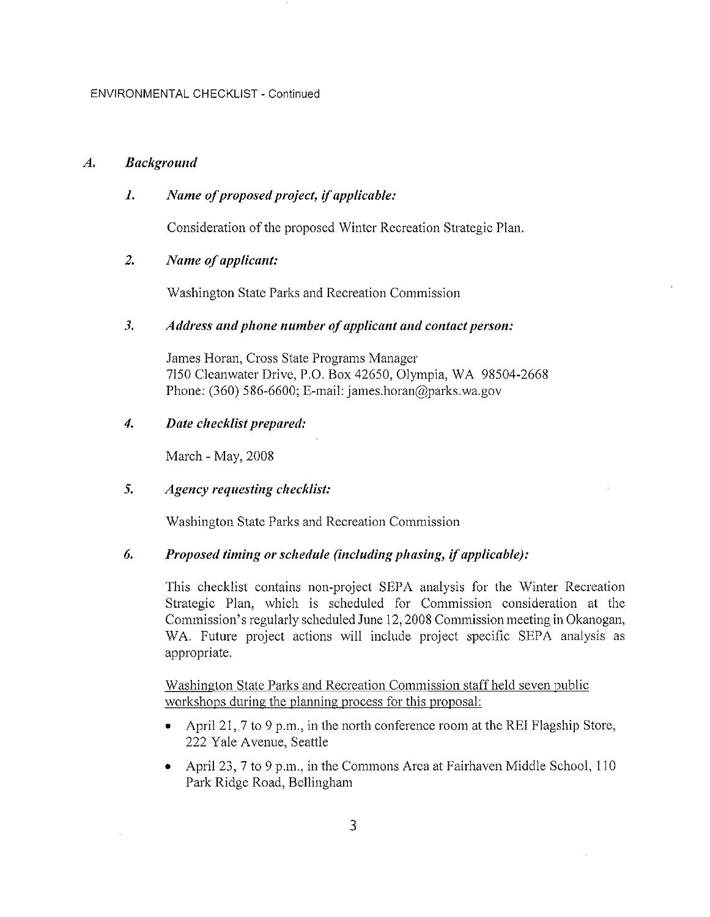ENVIRONMENTAL CHECKLIST - Continued

## A. *Background*

### 1. *Name of proposed project, if applicable:*

Consideration of the proposed Winter Recreation Strategic Plan.

### 2. *Name of applicant:*

Washington State Parks and Recreation Commission

### 3. *Address and phone number of applicant and contact person:*

James Horan, Cross State Programs Manager
7150 Cleanwater Drive, P.O. Box 42650, Olympia, WA 98504-2668
Phone: (360) 586-6600; E-mail: james.horan@parks.wa.gov

### 4. *Date checklist prepared:*

March - May, 2008

### 5. *Agency requesting checklist:*

Washington State Parks and Recreation Commission

### 6. *Proposed timing or schedule (including phasing, if applicable):*

This checklist contains non-project SEPA analysis for the Winter Recreation Strategic Plan, which is scheduled for Commission consideration at the Commission's regularly scheduled June 12, 2008 Commission meeting in Okanogan, WA. Future project actions will include project specific SEPA analysis as appropriate.

<u>Washington State Parks and Recreation Commission staff held seven public workshops during the planning process for this proposal:</u>

- April 21, 7 to 9 p.m., in the north conference room at the REI Flagship Store, 222 Yale Avenue, Seattle
- April 23, 7 to 9 p.m., in the Commons Area at Fairhaven Middle School, 110 Park Ridge Road, Bellingham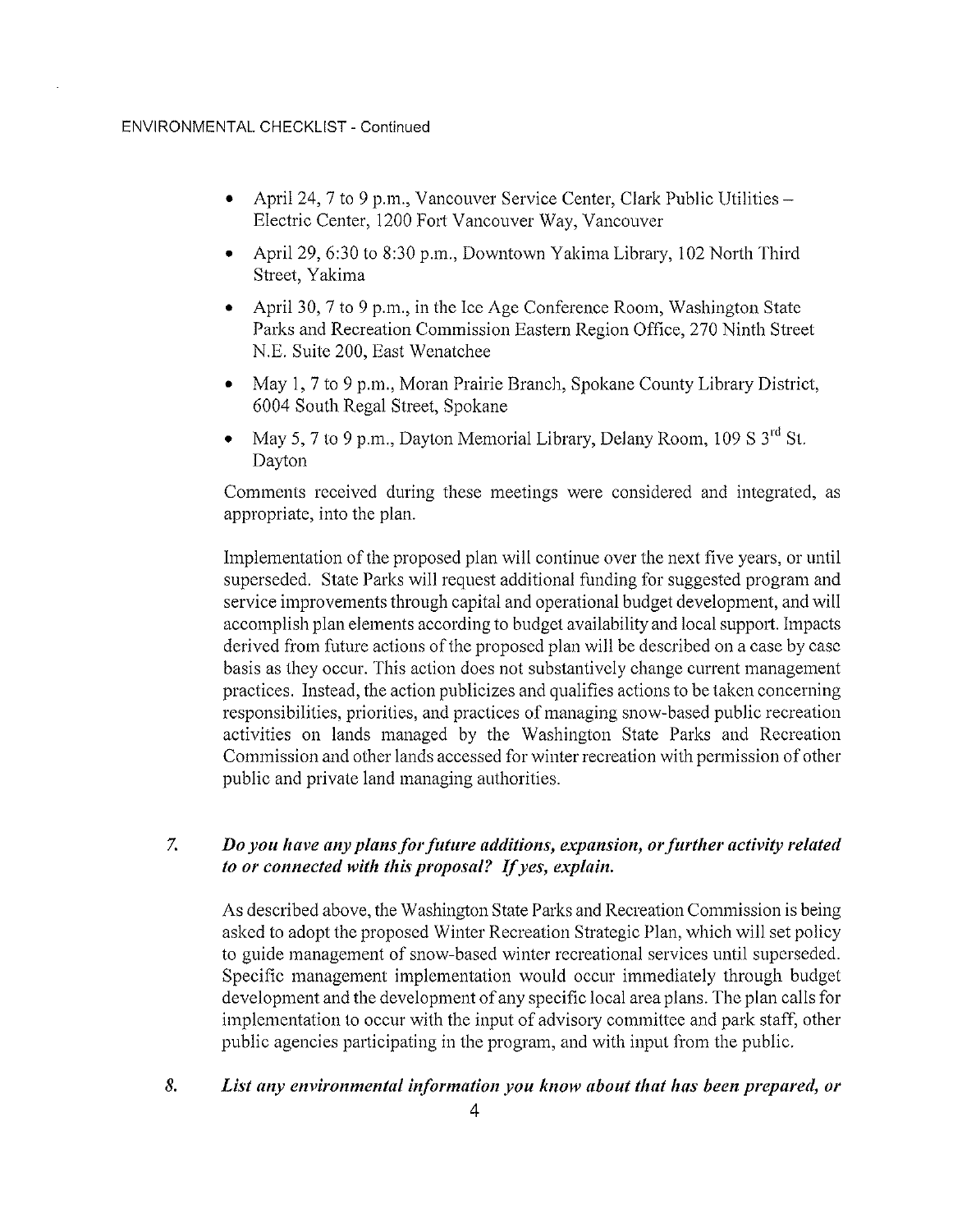- April 24, 7 to 9 p.m., Vancouver Service Center, Clark Public Utilities – Electric Center, 1200 Fort Vancouver Way, Vancouver
- April 29, 6:30 to 8:30 p.m., Downtown Yakima Library, 102 North Third Street, Yakima
- April 30, 7 to 9 p.m., in the Ice Age Conference Room, Washington State Parks and Recreation Commission Eastern Region Office, 270 Ninth Street N.E. Suite 200, East Wenatchee
- May 1, 7 to 9 p.m., Moran Prairie Branch, Spokane County Library District, 6004 South Regal Street, Spokane
- May 5, 7 to 9 p.m., Dayton Memorial Library, Delany Room, 109 S 3rd St. Dayton

Comments received during these meetings were considered and integrated, as appropriate, into the plan.

Implementation of the proposed plan will continue over the next five years, or until superseded. State Parks will request additional funding for suggested program and service improvements through capital and operational budget development, and will accomplish plan elements according to budget availability and local support. Impacts derived from future actions of the proposed plan will be described on a case by case basis as they occur. This action does not substantively change current management practices. Instead, the action publicizes and qualifies actions to be taken concerning responsibilities, priorities, and practices of managing snow-based public recreation activities on lands managed by the Washington State Parks and Recreation Commission and other lands accessed for winter recreation with permission of other public and private land managing authorities.

7. ***Do you have any plans for future additions, expansion, or further activity related to or connected with this proposal? If yes, explain.***

As described above, the Washington State Parks and Recreation Commission is being asked to adopt the proposed Winter Recreation Strategic Plan, which will set policy to guide management of snow-based winter recreational services until superseded. Specific management implementation would occur immediately through budget development and the development of any specific local area plans. The plan calls for implementation to occur with the input of advisory committee and park staff, other public agencies participating in the program, and with input from the public.

8. ***List any environmental information you know about that has been prepared, or***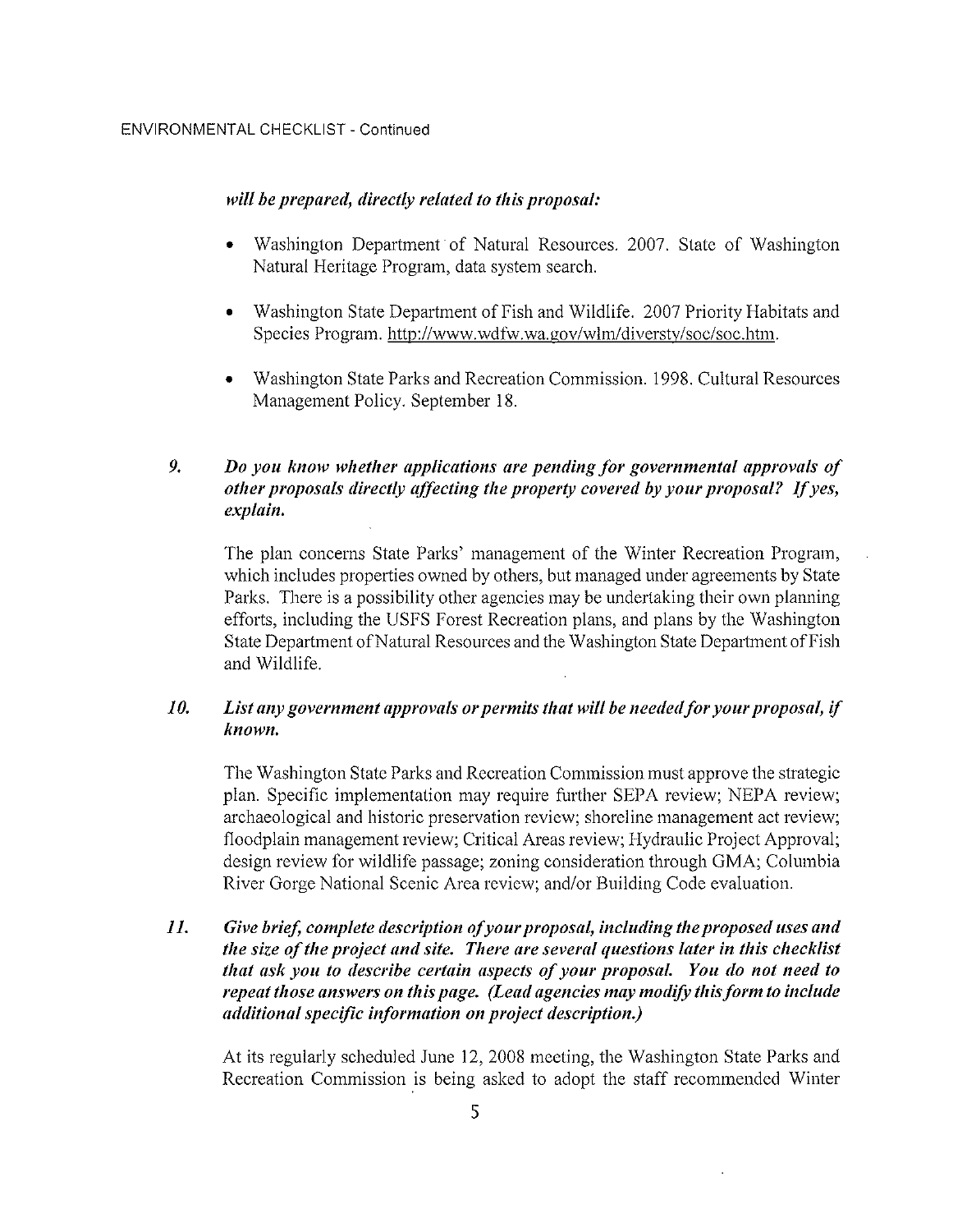*will be prepared, directly related to this proposal:*

- Washington Department of Natural Resources. 2007. State of Washington Natural Heritage Program, data system search.
- Washington State Department of Fish and Wildlife. 2007 Priority Habitats and Species Program. http://www.wdfw.wa.gov/wlm/diversty/soc/soc.htm.
- Washington State Parks and Recreation Commission. 1998. Cultural Resources Management Policy. September 18.

9. ***Do you know whether applications are pending for governmental approvals of other proposals directly affecting the property covered by your proposal? If yes, explain.***

   The plan concerns State Parks' management of the Winter Recreation Program, which includes properties owned by others, but managed under agreements by State Parks. There is a possibility other agencies may be undertaking their own planning efforts, including the USFS Forest Recreation plans, and plans by the Washington State Department of Natural Resources and the Washington State Department of Fish and Wildlife.

10. ***List any government approvals or permits that will be needed for your proposal, if known.***

    The Washington State Parks and Recreation Commission must approve the strategic plan. Specific implementation may require further SEPA review; NEPA review; archaeological and historic preservation review; shoreline management act review; floodplain management review; Critical Areas review; Hydraulic Project Approval; design review for wildlife passage; zoning consideration through GMA; Columbia River Gorge National Scenic Area review; and/or Building Code evaluation.

11. ***Give brief, complete description of your proposal, including the proposed uses and the size of the project and site. There are several questions later in this checklist that ask you to describe certain aspects of your proposal. You do not need to repeat those answers on this page. (Lead agencies may modify this form to include additional specific information on project description.)***

    At its regularly scheduled June 12, 2008 meeting, the Washington State Parks and Recreation Commission is being asked to adopt the staff recommended Winter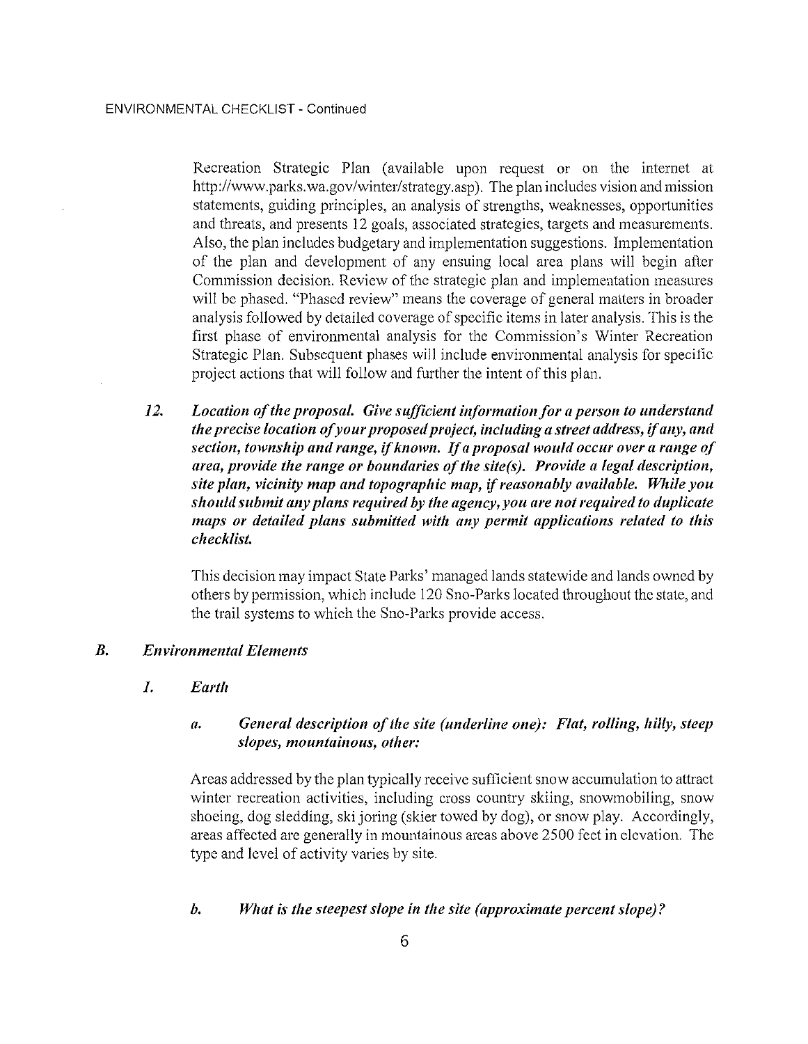Recreation Strategic Plan (available upon request or on the internet at http://www.parks.wa.gov/winter/strategy.asp). The plan includes vision and mission statements, guiding principles, an analysis of strengths, weaknesses, opportunities and threats, and presents 12 goals, associated strategies, targets and measurements. Also, the plan includes budgetary and implementation suggestions. Implementation of the plan and development of any ensuing local area plans will begin after Commission decision. Review of the strategic plan and implementation measures will be phased. "Phased review" means the coverage of general matters in broader analysis followed by detailed coverage of specific items in later analysis. This is the first phase of environmental analysis for the Commission's Winter Recreation Strategic Plan. Subsequent phases will include environmental analysis for specific project actions that will follow and further the intent of this plan.

12. ***Location of the proposal. Give sufficient information for a person to understand the precise location of your proposed project, including a street address, if any, and section, township and range, if known. If a proposal would occur over a range of area, provide the range or boundaries of the site(s). Provide a legal description, site plan, vicinity map and topographic map, if reasonably available. While you should submit any plans required by the agency, you are not required to duplicate maps or detailed plans submitted with any permit applications related to this checklist.***

    This decision may impact State Parks' managed lands statewide and lands owned by others by permission, which include 120 Sno-Parks located throughout the state, and the trail systems to which the Sno-Parks provide access.

## *B. Environmental Elements*

### *1. Earth*

*a. **General description of the site (underline one): Flat, rolling, hilly, steep slopes, mountainous, other:***

Areas addressed by the plan typically receive sufficient snow accumulation to attract winter recreation activities, including cross country skiing, snowmobiling, snow shoeing, dog sledding, ski joring (skier towed by dog), or snow play. Accordingly, areas affected are generally in mountainous areas above 2500 feet in elevation. The type and level of activity varies by site.

*b. **What is the steepest slope in the site (approximate percent slope)?***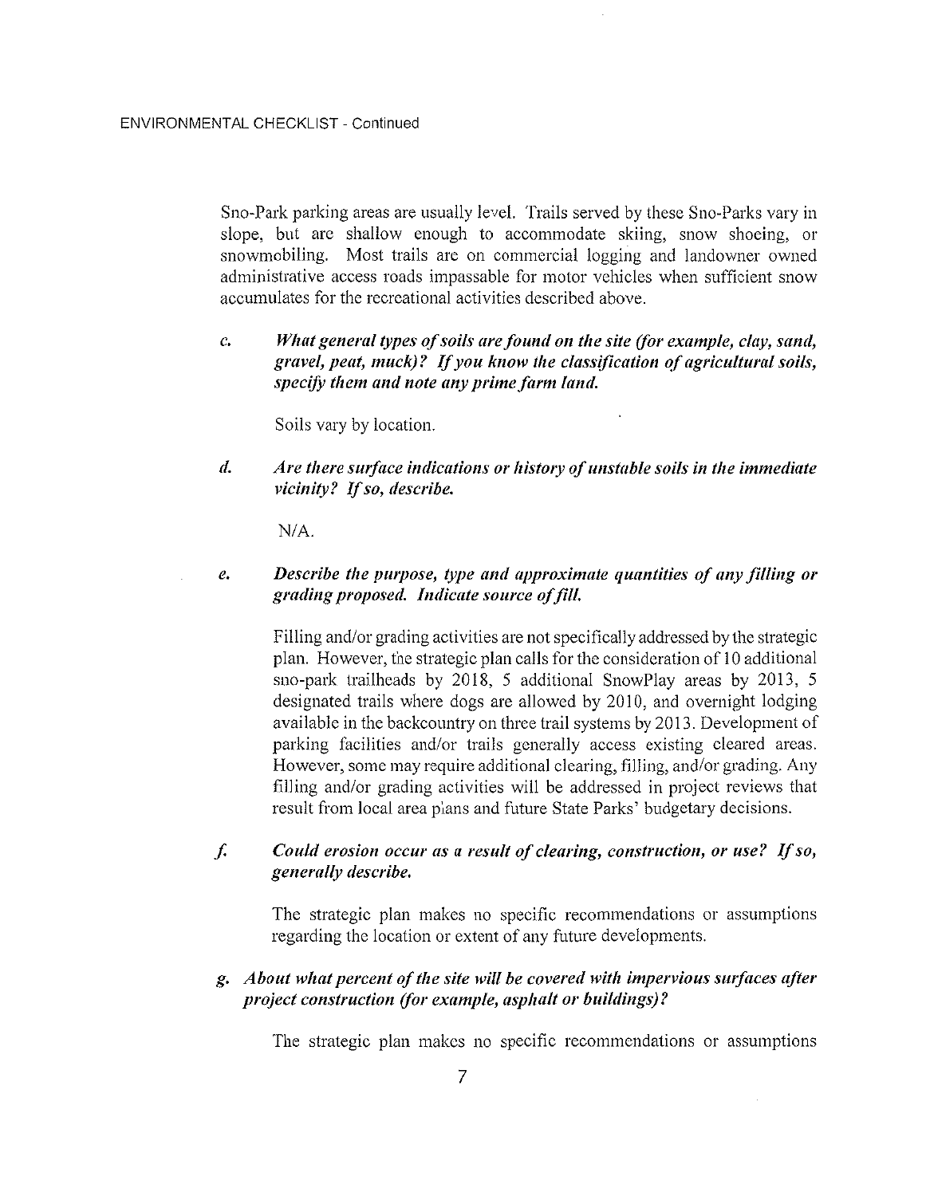Sno-Park parking areas are usually level. Trails served by these Sno-Parks vary in slope, but are shallow enough to accommodate skiing, snow shoeing, or snowmobiling. Most trails are on commercial logging and landowner owned administrative access roads impassable for motor vehicles when sufficient snow accumulates for the recreational activities described above.

c. ***What general types of soils are found on the site (for example, clay, sand, gravel, peat, muck)? If you know the classification of agricultural soils, specify them and note any prime farm land.***

   Soils vary by location.

d. ***Are there surface indications or history of unstable soils in the immediate vicinity? If so, describe.***

   N/A.

e. ***Describe the purpose, type and approximate quantities of any filling or grading proposed. Indicate source of fill.***

   Filling and/or grading activities are not specifically addressed by the strategic plan. However, the strategic plan calls for the consideration of 10 additional sno-park trailheads by 2018, 5 additional SnowPlay areas by 2013, 5 designated trails where dogs are allowed by 2010, and overnight lodging available in the backcountry on three trail systems by 2013. Development of parking facilities and/or trails generally access existing cleared areas. However, some may require additional clearing, filling, and/or grading. Any filling and/or grading activities will be addressed in project reviews that result from local area plans and future State Parks' budgetary decisions.

f. ***Could erosion occur as a result of clearing, construction, or use? If so, generally describe.***

   The strategic plan makes no specific recommendations or assumptions regarding the location or extent of any future developments.

g. ***About what percent of the site will be covered with impervious surfaces after project construction (for example, asphalt or buildings)?***

   The strategic plan makes no specific recommendations or assumptions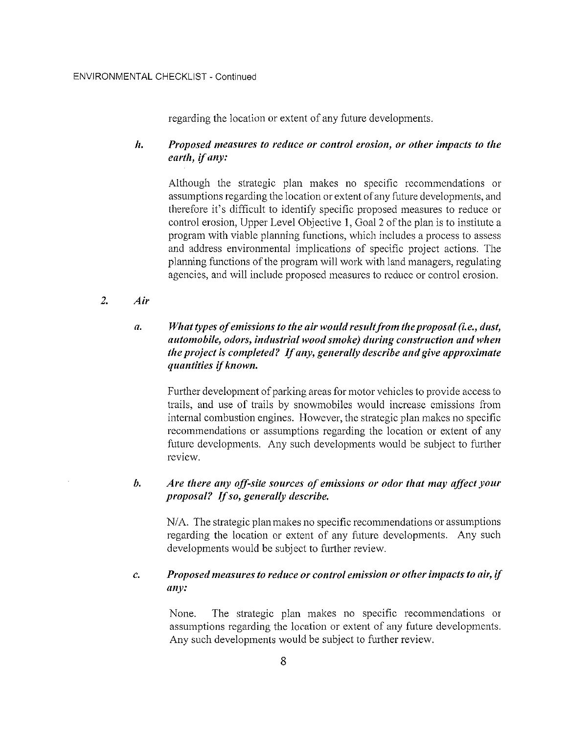regarding the location or extent of any future developments.

***h. Proposed measures to reduce or control erosion, or other impacts to the earth, if any:***

Although the strategic plan makes no specific recommendations or assumptions regarding the location or extent of any future developments, and therefore it's difficult to identify specific proposed measures to reduce or control erosion, Upper Level Objective 1, Goal 2 of the plan is to institute a program with viable planning functions, which includes a process to assess and address environmental implications of specific project actions. The planning functions of the program will work with land managers, regulating agencies, and will include proposed measures to reduce or control erosion.

## *2. Air*

***a. What types of emissions to the air would result from the proposal (i.e., dust, automobile, odors, industrial wood smoke) during construction and when the project is completed? If any, generally describe and give approximate quantities if known.***

Further development of parking areas for motor vehicles to provide access to trails, and use of trails by snowmobiles would increase emissions from internal combustion engines. However, the strategic plan makes no specific recommendations or assumptions regarding the location or extent of any future developments. Any such developments would be subject to further review.

***b. Are there any off-site sources of emissions or odor that may affect your proposal? If so, generally describe.***

N/A. The strategic plan makes no specific recommendations or assumptions regarding the location or extent of any future developments. Any such developments would be subject to further review.

***c. Proposed measures to reduce or control emission or other impacts to air, if any:***

None. The strategic plan makes no specific recommendations or assumptions regarding the location or extent of any future developments. Any such developments would be subject to further review.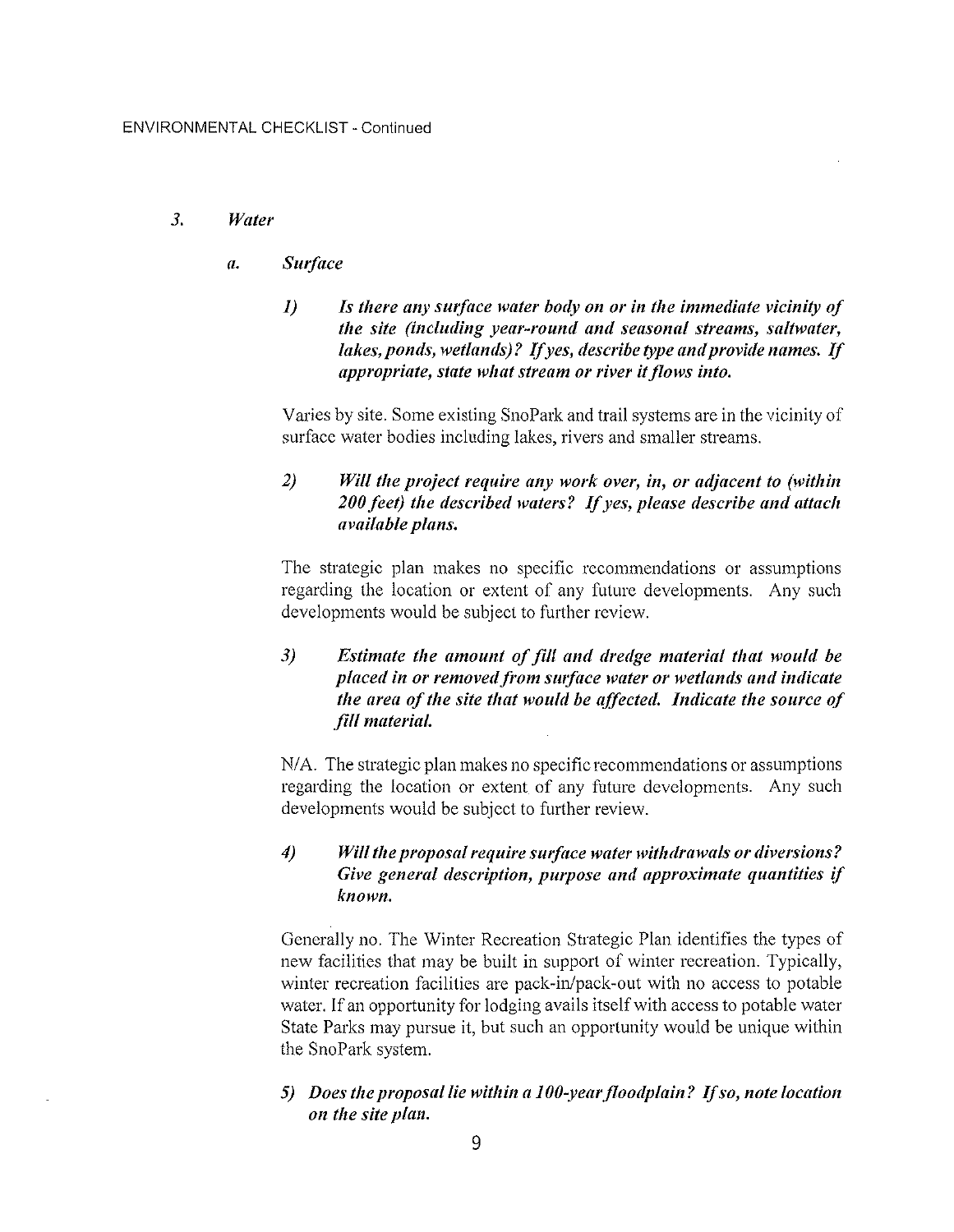ENVIRONMENTAL CHECKLIST - Continued

### 3. *Water*

#### a. *Surface*

1) ***Is there any surface water body on or in the immediate vicinity of the site (including year-round and seasonal streams, saltwater, lakes, ponds, wetlands)? If yes, describe type and provide names. If appropriate, state what stream or river it flows into.***

Varies by site. Some existing SnoPark and trail systems are in the vicinity of surface water bodies including lakes, rivers and smaller streams.

2) ***Will the project require any work over, in, or adjacent to (within 200 feet) the described waters? If yes, please describe and attach available plans.***

The strategic plan makes no specific recommendations or assumptions regarding the location or extent of any future developments. Any such developments would be subject to further review.

3) ***Estimate the amount of fill and dredge material that would be placed in or removed from surface water or wetlands and indicate the area of the site that would be affected. Indicate the source of fill material.***

N/A. The strategic plan makes no specific recommendations or assumptions regarding the location or extent of any future developments. Any such developments would be subject to further review.

4) ***Will the proposal require surface water withdrawals or diversions? Give general description, purpose and approximate quantities if known.***

Generally no. The Winter Recreation Strategic Plan identifies the types of new facilities that may be built in support of winter recreation. Typically, winter recreation facilities are pack-in/pack-out with no access to potable water. If an opportunity for lodging avails itself with access to potable water State Parks may pursue it, but such an opportunity would be unique within the SnoPark system.

5) ***Does the proposal lie within a 100-year floodplain? If so, note location on the site plan.***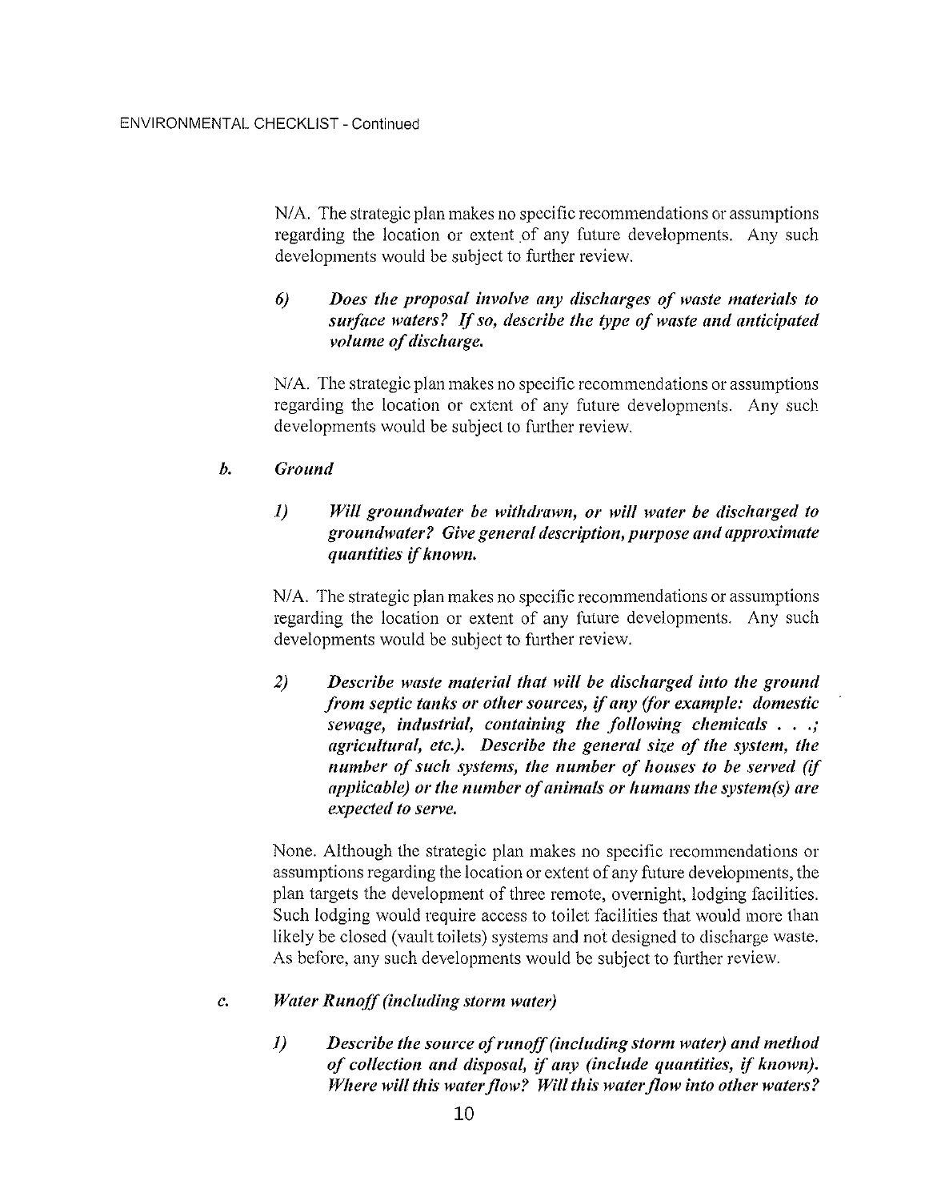N/A. The strategic plan makes no specific recommendations or assumptions regarding the location or extent of any future developments. Any such developments would be subject to further review.

*6) Does the proposal involve any discharges of waste materials to surface waters? If so, describe the type of waste and anticipated volume of discharge.*

N/A. The strategic plan makes no specific recommendations or assumptions regarding the location or extent of any future developments. Any such developments would be subject to further review.

***b. Ground***

*1) Will groundwater be withdrawn, or will water be discharged to groundwater? Give general description, purpose and approximate quantities if known.*

N/A. The strategic plan makes no specific recommendations or assumptions regarding the location or extent of any future developments. Any such developments would be subject to further review.

*2) Describe waste material that will be discharged into the ground from septic tanks or other sources, if any (for example: domestic sewage, industrial, containing the following chemicals . . .; agricultural, etc.). Describe the general size of the system, the number of such systems, the number of houses to be served (if applicable) or the number of animals or humans the system(s) are expected to serve.*

None. Although the strategic plan makes no specific recommendations or assumptions regarding the location or extent of any future developments, the plan targets the development of three remote, overnight, lodging facilities. Such lodging would require access to toilet facilities that would more than likely be closed (vault toilets) systems and not designed to discharge waste. As before, any such developments would be subject to further review.

***c. Water Runoff (including storm water)***

*1) Describe the source of runoff (including storm water) and method of collection and disposal, if any (include quantities, if known). Where will this water flow? Will this water flow into other waters?*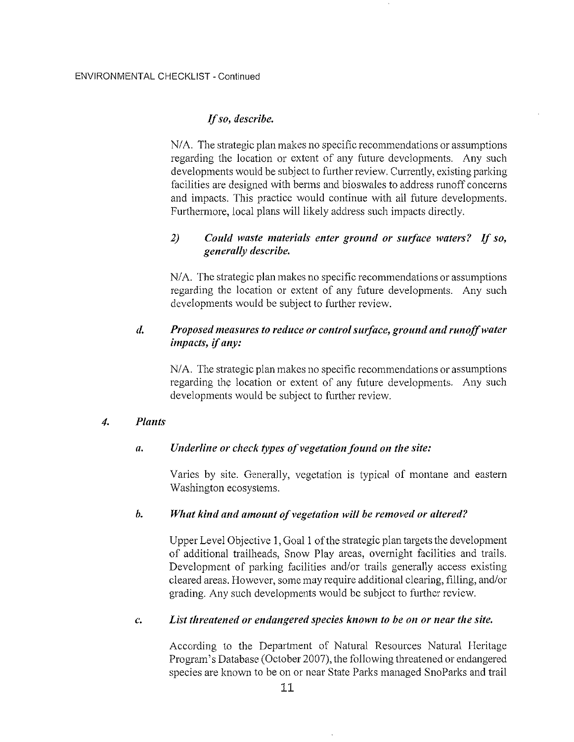*If so, describe.*

N/A. The strategic plan makes no specific recommendations or assumptions regarding the location or extent of any future developments. Any such developments would be subject to further review. Currently, existing parking facilities are designed with berms and bioswales to address runoff concerns and impacts. This practice would continue with all future developments. Furthermore, local plans will likely address such impacts directly.

*2) Could waste materials enter ground or surface waters? If so, generally describe.*

N/A. The strategic plan makes no specific recommendations or assumptions regarding the location or extent of any future developments. Any such developments would be subject to further review.

*d. Proposed measures to reduce or control surface, ground and runoff water impacts, if any:*

N/A. The strategic plan makes no specific recommendations or assumptions regarding the location or extent of any future developments. Any such developments would be subject to further review.

### *4. Plants*

*a. Underline or check types of vegetation found on the site:*

Varies by site. Generally, vegetation is typical of montane and eastern Washington ecosystems.

*b. What kind and amount of vegetation will be removed or altered?*

Upper Level Objective 1, Goal 1 of the strategic plan targets the development of additional trailheads, Snow Play areas, overnight facilities and trails. Development of parking facilities and/or trails generally access existing cleared areas. However, some may require additional clearing, filling, and/or grading. Any such developments would be subject to further review.

*c. List threatened or endangered species known to be on or near the site.*

According to the Department of Natural Resources Natural Heritage Program's Database (October 2007), the following threatened or endangered species are known to be on or near State Parks managed SnoParks and trail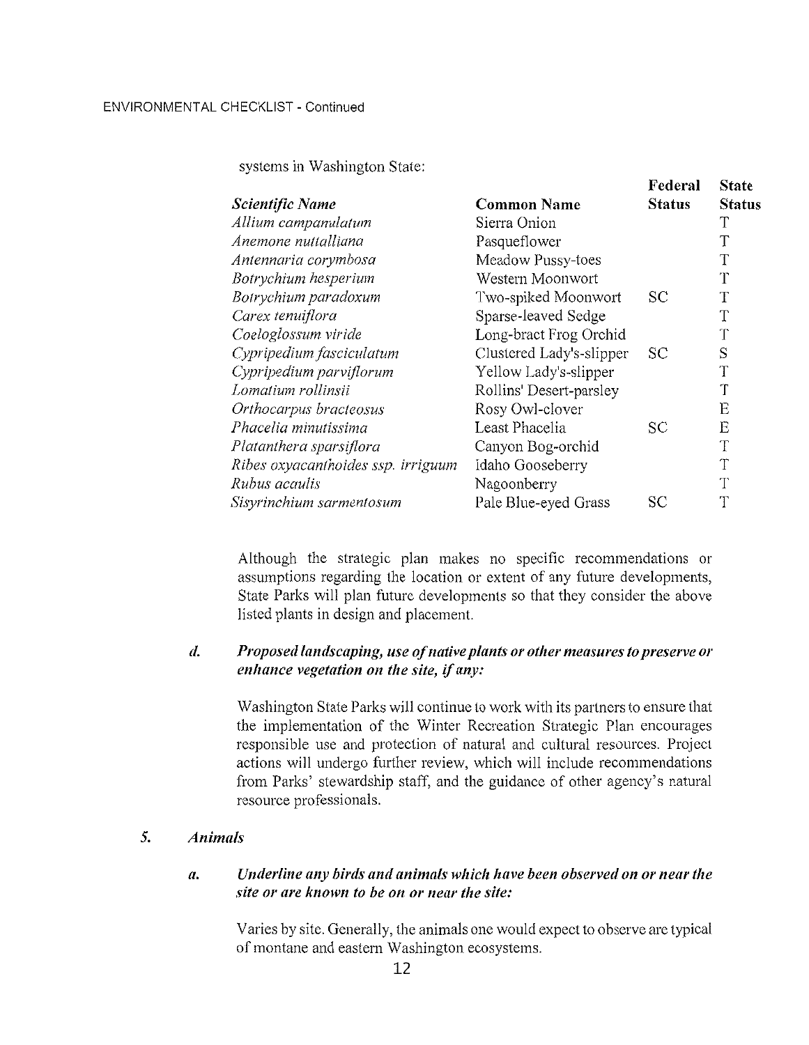systems in Washington State:

| *Scientific Name* | **Common Name** | **Federal Status** | **State Status** |
|---|---|---|---|
| *Allium campanulatum* | Sierra Onion | | T |
| *Anemone nuttalliana* | Pasqueflower | | T |
| *Antennaria corymbosa* | Meadow Pussy-toes | | T |
| *Botrychium hesperium* | Western Moonwort | | T |
| *Botrychium paradoxum* | Two-spiked Moonwort | SC | T |
| *Carex tenuiflora* | Sparse-leaved Sedge | | T |
| *Coeloglossum viride* | Long-bract Frog Orchid | | T |
| *Cypripedium fasciculatum* | Clustered Lady's-slipper | SC | S |
| *Cypripedium parviflorum* | Yellow Lady's-slipper | | T |
| *Lomatium rollinsii* | Rollins' Desert-parsley | | T |
| *Orthocarpus bracteosus* | Rosy Owl-clover | | E |
| *Phacelia minutissima* | Least Phacelia | SC | E |
| *Platanthera sparsiflora* | Canyon Bog-orchid | | T |
| *Ribes oxyacanthoides ssp. irriguum* | Idaho Gooseberry | | T |
| *Rubus acaulis* | Nagoonberry | | T |
| *Sisyrinchium sarmentosum* | Pale Blue-eyed Grass | SC | T |

Although the strategic plan makes no specific recommendations or assumptions regarding the location or extent of any future developments, State Parks will plan future developments so that they consider the above listed plants in design and placement.

***d. Proposed landscaping, use of native plants or other measures to preserve or enhance vegetation on the site, if any:***

Washington State Parks will continue to work with its partners to ensure that the implementation of the Winter Recreation Strategic Plan encourages responsible use and protection of natural and cultural resources. Project actions will undergo further review, which will include recommendations from Parks' stewardship staff, and the guidance of other agency's natural resource professionals.

### *5. Animals*

***a. Underline any birds and animals which have been observed on or near the site or are known to be on or near the site:***

Varies by site. Generally, the animals one would expect to observe are typical of montane and eastern Washington ecosystems.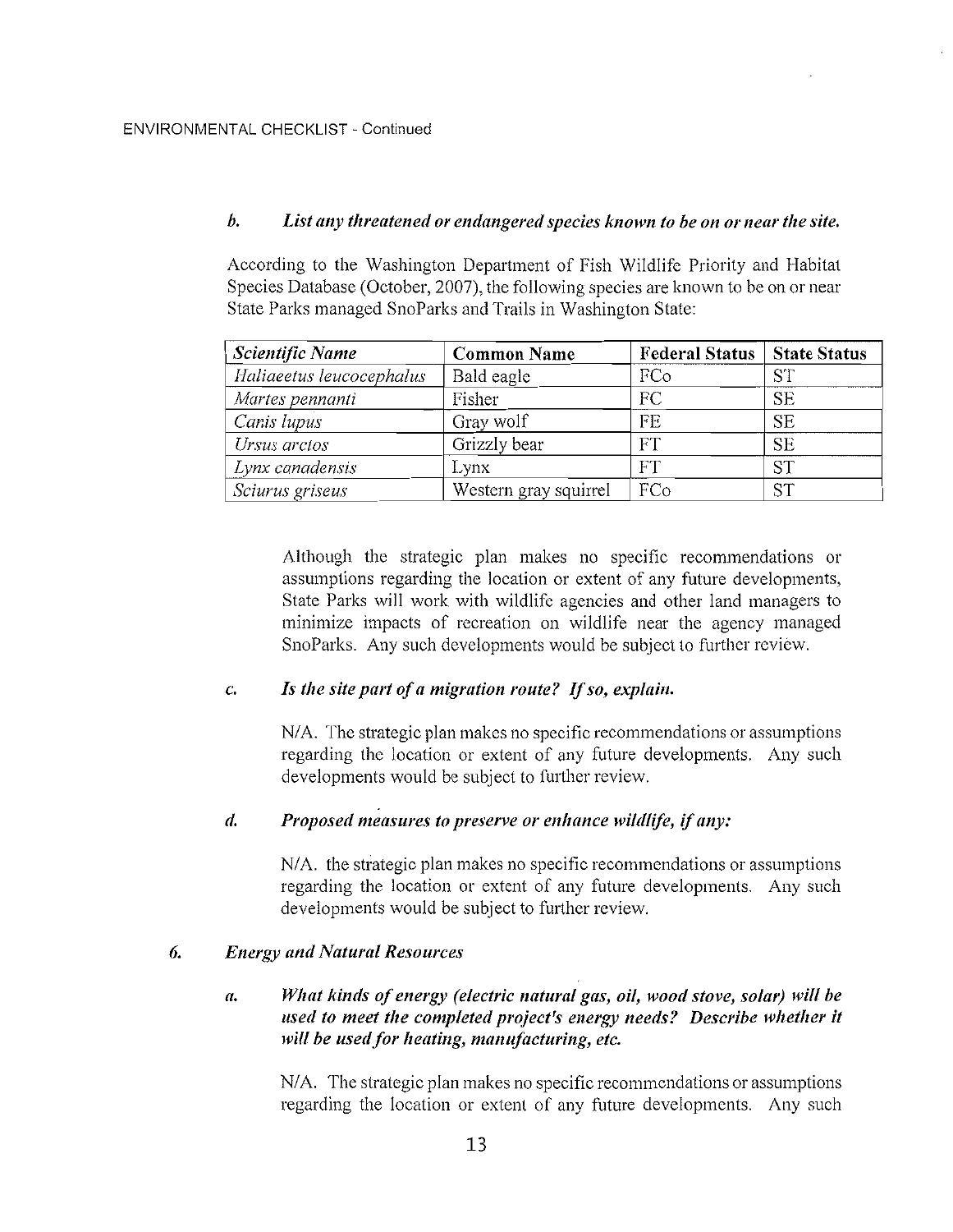**b. *List any threatened or endangered species known to be on or near the site.***

According to the Washington Department of Fish Wildlife Priority and Habitat Species Database (October, 2007), the following species are known to be on or near State Parks managed SnoParks and Trails in Washington State:

| *Scientific Name* | Common Name | Federal Status | State Status |
|---|---|---|---|
| *Haliaeetus leucocephalus* | Bald eagle | FCo | ST |
| *Martes pennanti* | Fisher | FC | SE |
| *Canis lupus* | Gray wolf | FE | SE |
| *Ursus arctos* | Grizzly bear | FT | SE |
| *Lynx canadensis* | Lynx | FT | ST |
| *Sciurus griseus* | Western gray squirrel | FCo | ST |

Although the strategic plan makes no specific recommendations or assumptions regarding the location or extent of any future developments, State Parks will work with wildlife agencies and other land managers to minimize impacts of recreation on wildlife near the agency managed SnoParks. Any such developments would be subject to further review.

**c. *Is the site part of a migration route? If so, explain.***

N/A. The strategic plan makes no specific recommendations or assumptions regarding the location or extent of any future developments. Any such developments would be subject to further review.

**d. *Proposed measures to preserve or enhance wildlife, if any:***

N/A. the strategic plan makes no specific recommendations or assumptions regarding the location or extent of any future developments. Any such developments would be subject to further review.

**6. *Energy and Natural Resources***

**a. *What kinds of energy (electric natural gas, oil, wood stove, solar) will be used to meet the completed project's energy needs? Describe whether it will be used for heating, manufacturing, etc.***

N/A. The strategic plan makes no specific recommendations or assumptions regarding the location or extent of any future developments. Any such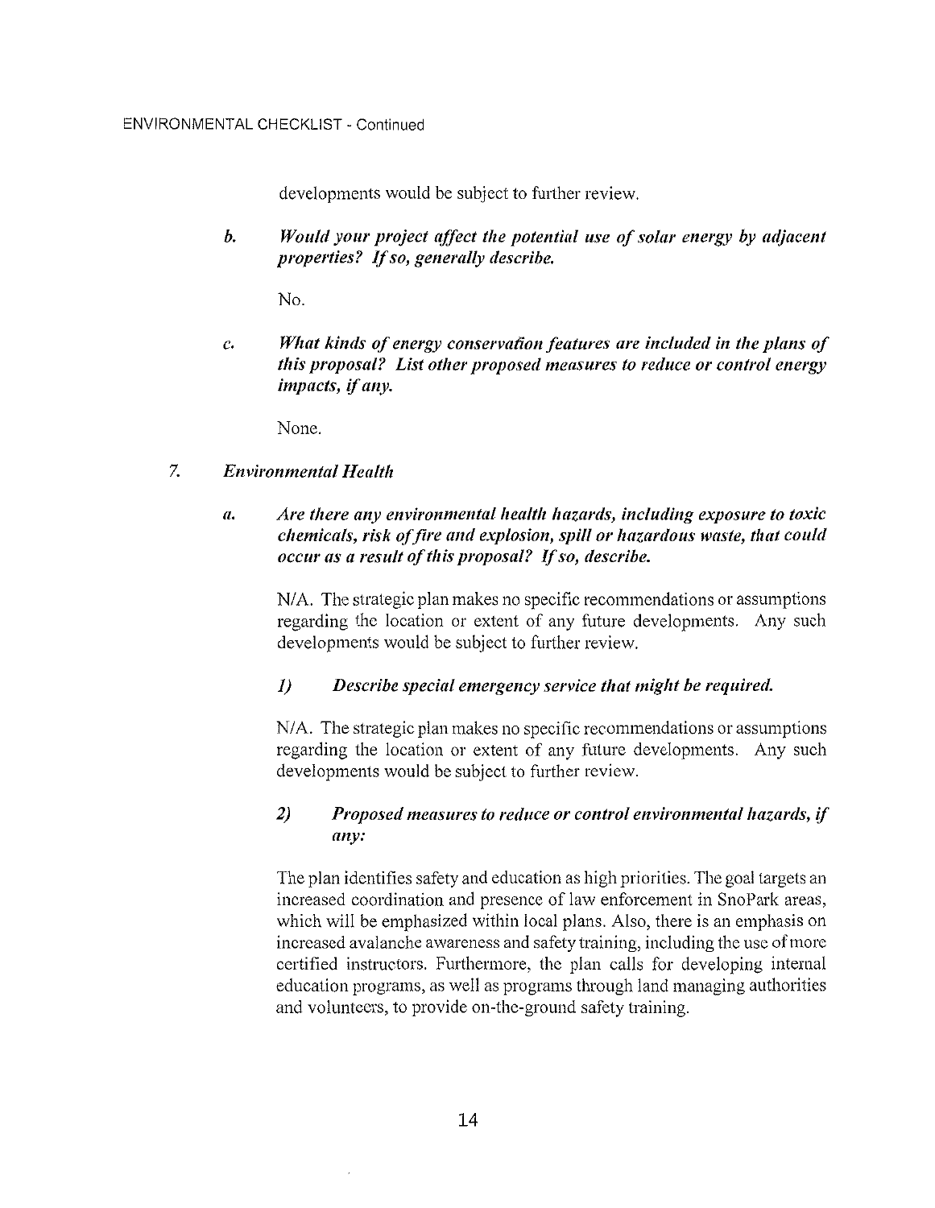developments would be subject to further review.

*b. **Would your project affect the potential use of solar energy by adjacent properties? If so, generally describe.***

No.

*c. **What kinds of energy conservation features are included in the plans of this proposal? List other proposed measures to reduce or control energy impacts, if any.***

None.

## *7. Environmental Health*

*a. **Are there any environmental health hazards, including exposure to toxic chemicals, risk of fire and explosion, spill or hazardous waste, that could occur as a result of this proposal? If so, describe.***

N/A. The strategic plan makes no specific recommendations or assumptions regarding the location or extent of any future developments. Any such developments would be subject to further review.

*1) **Describe special emergency service that might be required.***

N/A. The strategic plan makes no specific recommendations or assumptions regarding the location or extent of any future developments. Any such developments would be subject to further review.

*2) **Proposed measures to reduce or control environmental hazards, if any:***

The plan identifies safety and education as high priorities. The goal targets an increased coordination and presence of law enforcement in SnoPark areas, which will be emphasized within local plans. Also, there is an emphasis on increased avalanche awareness and safety training, including the use of more certified instructors. Furthermore, the plan calls for developing internal education programs, as well as programs through land managing authorities and volunteers, to provide on-the-ground safety training.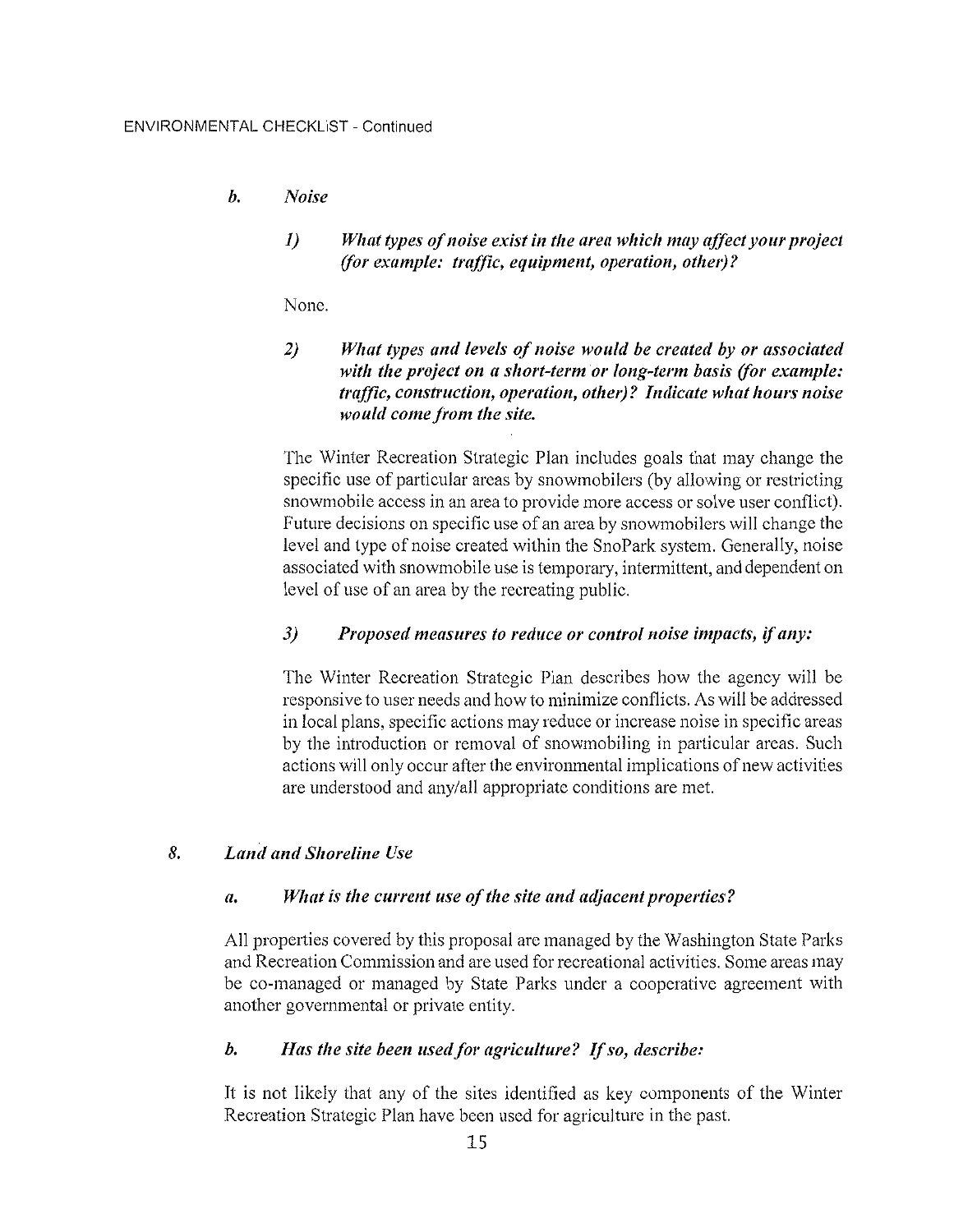***b. Noise***

***1) What types of noise exist in the area which may affect your project (for example: traffic, equipment, operation, other)?***

None.

***2) What types and levels of noise would be created by or associated with the project on a short-term or long-term basis (for example: traffic, construction, operation, other)? Indicate what hours noise would come from the site.***

The Winter Recreation Strategic Plan includes goals that may change the specific use of particular areas by snowmobilers (by allowing or restricting snowmobile access in an area to provide more access or solve user conflict). Future decisions on specific use of an area by snowmobilers will change the level and type of noise created within the SnoPark system. Generally, noise associated with snowmobile use is temporary, intermittent, and dependent on level of use of an area by the recreating public.

***3) Proposed measures to reduce or control noise impacts, if any:***

The Winter Recreation Strategic Plan describes how the agency will be responsive to user needs and how to minimize conflicts. As will be addressed in local plans, specific actions may reduce or increase noise in specific areas by the introduction or removal of snowmobiling in particular areas. Such actions will only occur after the environmental implications of new activities are understood and any/all appropriate conditions are met.

***8. Land and Shoreline Use***

***a. What is the current use of the site and adjacent properties?***

All properties covered by this proposal are managed by the Washington State Parks and Recreation Commission and are used for recreational activities. Some areas may be co-managed or managed by State Parks under a cooperative agreement with another governmental or private entity.

***b. Has the site been used for agriculture? If so, describe:***

It is not likely that any of the sites identified as key components of the Winter Recreation Strategic Plan have been used for agriculture in the past.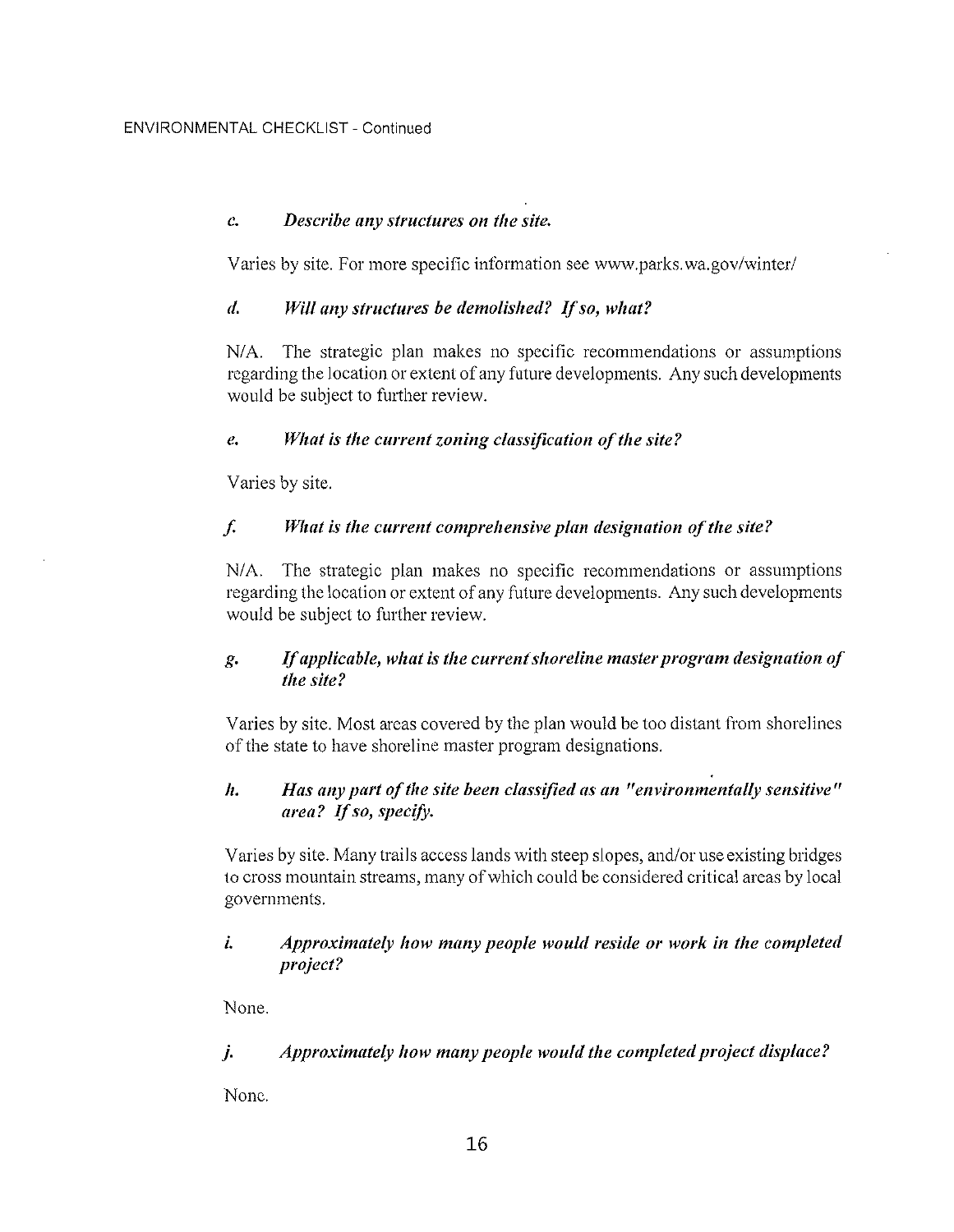*c. Describe any structures on the site.*

Varies by site. For more specific information see www.parks.wa.gov/winter/

*d. Will any structures be demolished? If so, what?*

N/A. The strategic plan makes no specific recommendations or assumptions regarding the location or extent of any future developments. Any such developments would be subject to further review.

*e. What is the current zoning classification of the site?*

Varies by site.

*f. What is the current comprehensive plan designation of the site?*

N/A. The strategic plan makes no specific recommendations or assumptions regarding the location or extent of any future developments. Any such developments would be subject to further review.

*g. If applicable, what is the current shoreline master program designation of the site?*

Varies by site. Most areas covered by the plan would be too distant from shorelines of the state to have shoreline master program designations.

*h. Has any part of the site been classified as an "environmentally sensitive" area? If so, specify.*

Varies by site. Many trails access lands with steep slopes, and/or use existing bridges to cross mountain streams, many of which could be considered critical areas by local governments.

*i. Approximately how many people would reside or work in the completed project?*

None.

*j. Approximately how many people would the completed project displace?*

None.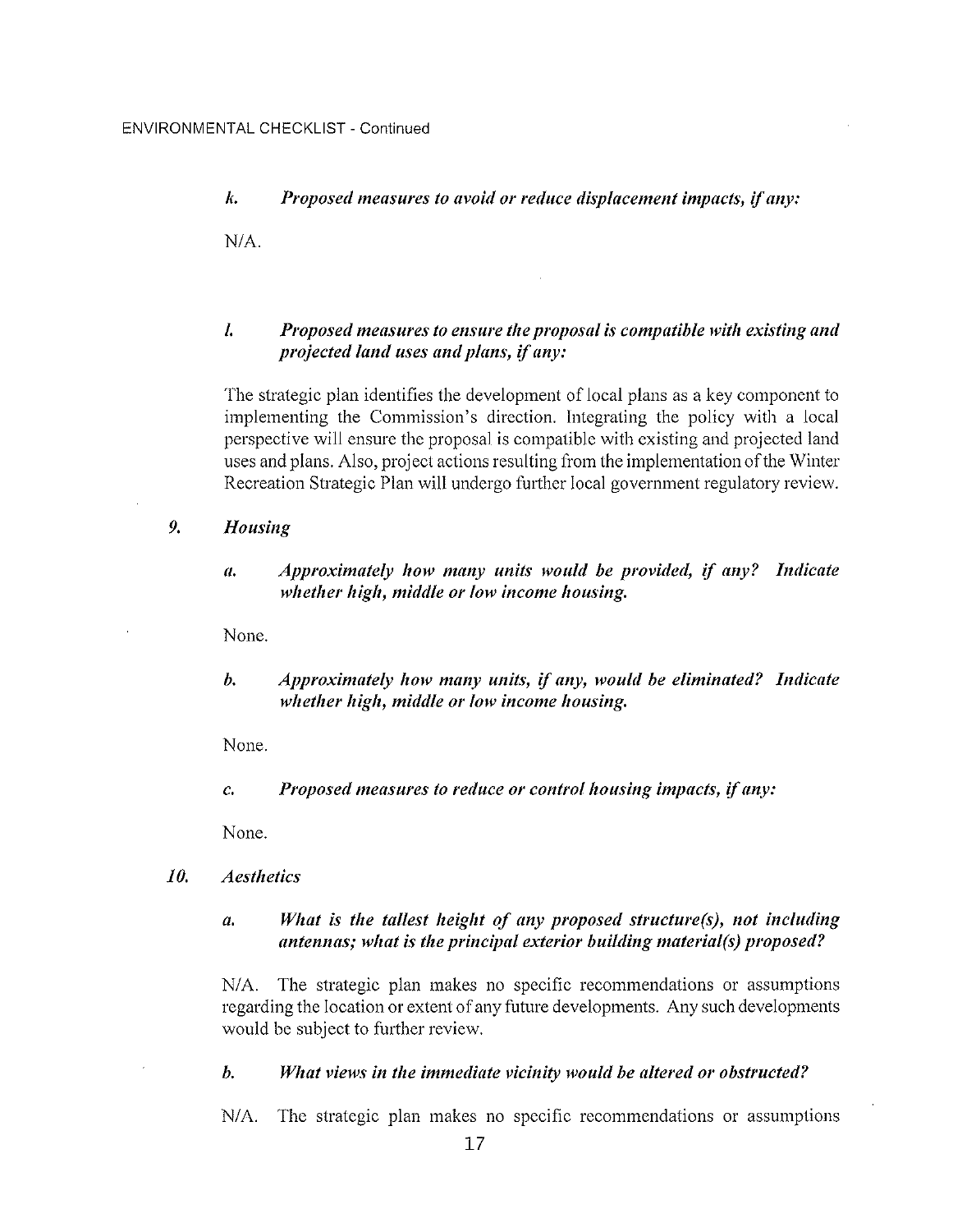*k. Proposed measures to avoid or reduce displacement impacts, if any:*

N/A.

*l. Proposed measures to ensure the proposal is compatible with existing and projected land uses and plans, if any:*

The strategic plan identifies the development of local plans as a key component to implementing the Commission's direction. Integrating the policy with a local perspective will ensure the proposal is compatible with existing and projected land uses and plans. Also, project actions resulting from the implementation of the Winter Recreation Strategic Plan will undergo further local government regulatory review.

### *9. Housing*

*a. Approximately how many units would be provided, if any? Indicate whether high, middle or low income housing.*

None.

*b. Approximately how many units, if any, would be eliminated? Indicate whether high, middle or low income housing.*

None.

*c. Proposed measures to reduce or control housing impacts, if any:*

None.

### *10. Aesthetics*

*a. What is the tallest height of any proposed structure(s), not including antennas; what is the principal exterior building material(s) proposed?*

N/A. The strategic plan makes no specific recommendations or assumptions regarding the location or extent of any future developments. Any such developments would be subject to further review.

*b. What views in the immediate vicinity would be altered or obstructed?*

N/A. The strategic plan makes no specific recommendations or assumptions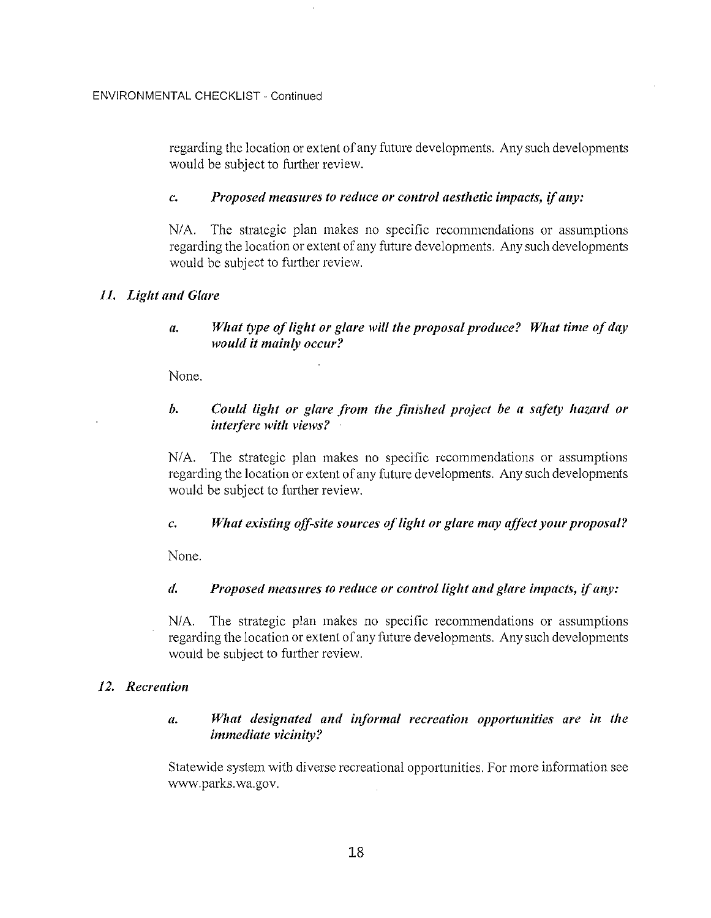regarding the location or extent of any future developments. Any such developments would be subject to further review.

*c. Proposed measures to reduce or control aesthetic impacts, if any:*

N/A. The strategic plan makes no specific recommendations or assumptions regarding the location or extent of any future developments. Any such developments would be subject to further review.

### *11. Light and Glare*

*a. What type of light or glare will the proposal produce? What time of day would it mainly occur?*

None.

*b. Could light or glare from the finished project be a safety hazard or interfere with views?*

N/A. The strategic plan makes no specific recommendations or assumptions regarding the location or extent of any future developments. Any such developments would be subject to further review.

*c. What existing off-site sources of light or glare may affect your proposal?*

None.

*d. Proposed measures to reduce or control light and glare impacts, if any:*

N/A. The strategic plan makes no specific recommendations or assumptions regarding the location or extent of any future developments. Any such developments would be subject to further review.

### *12. Recreation*

*a. What designated and informal recreation opportunities are in the immediate vicinity?*

Statewide system with diverse recreational opportunities. For more information see www.parks.wa.gov.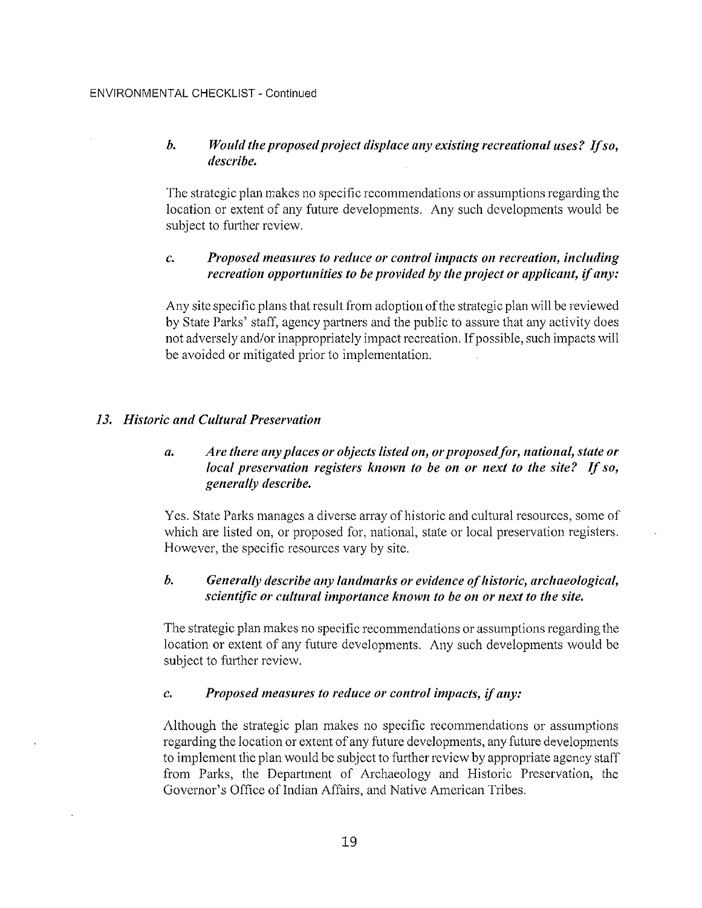***b. Would the proposed project displace any existing recreational uses? If so, describe.***

The strategic plan makes no specific recommendations or assumptions regarding the location or extent of any future developments. Any such developments would be subject to further review.

***c. Proposed measures to reduce or control impacts on recreation, including recreation opportunities to be provided by the project or applicant, if any:***

Any site specific plans that result from adoption of the strategic plan will be reviewed by State Parks' staff, agency partners and the public to assure that any activity does not adversely and/or inappropriately impact recreation. If possible, such impacts will be avoided or mitigated prior to implementation.

### *13. Historic and Cultural Preservation*

***a. Are there any places or objects listed on, or proposed for, national, state or local preservation registers known to be on or next to the site? If so, generally describe.***

Yes. State Parks manages a diverse array of historic and cultural resources, some of which are listed on, or proposed for, national, state or local preservation registers. However, the specific resources vary by site.

***b. Generally describe any landmarks or evidence of historic, archaeological, scientific or cultural importance known to be on or next to the site.***

The strategic plan makes no specific recommendations or assumptions regarding the location or extent of any future developments. Any such developments would be subject to further review.

***c. Proposed measures to reduce or control impacts, if any:***

Although the strategic plan makes no specific recommendations or assumptions regarding the location or extent of any future developments, any future developments to implement the plan would be subject to further review by appropriate agency staff from Parks, the Department of Archaeology and Historic Preservation, the Governor's Office of Indian Affairs, and Native American Tribes.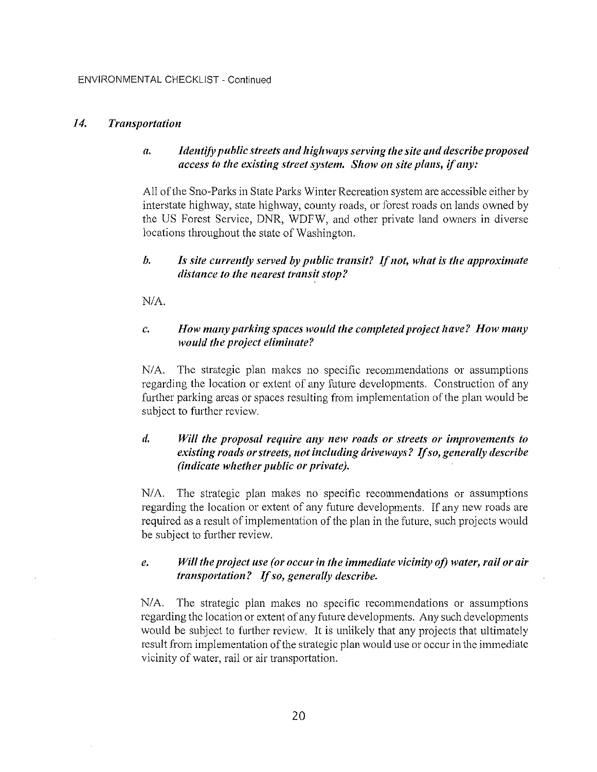## 14. *Transportation*

**a. *Identify public streets and highways serving the site and describe proposed access to the existing street system. Show on site plans, if any:***

All of the Sno-Parks in State Parks Winter Recreation system are accessible either by interstate highway, state highway, county roads, or forest roads on lands owned by the US Forest Service, DNR, WDFW, and other private land owners in diverse locations throughout the state of Washington.

**b. *Is site currently served by public transit? If not, what is the approximate distance to the nearest transit stop?***

N/A.

**c. *How many parking spaces would the completed project have? How many would the project eliminate?***

N/A. The strategic plan makes no specific recommendations or assumptions regarding the location or extent of any future developments. Construction of any further parking areas or spaces resulting from implementation of the plan would be subject to further review.

**d. *Will the proposal require any new roads or streets or improvements to existing roads or streets, not including driveways? If so, generally describe (indicate whether public or private).***

N/A. The strategic plan makes no specific recommendations or assumptions regarding the location or extent of any future developments. If any new roads are required as a result of implementation of the plan in the future, such projects would be subject to further review.

**e. *Will the project use (or occur in the immediate vicinity of) water, rail or air transportation? If so, generally describe.***

N/A. The strategic plan makes no specific recommendations or assumptions regarding the location or extent of any future developments. Any such developments would be subject to further review. It is unlikely that any projects that ultimately result from implementation of the strategic plan would use or occur in the immediate vicinity of water, rail or air transportation.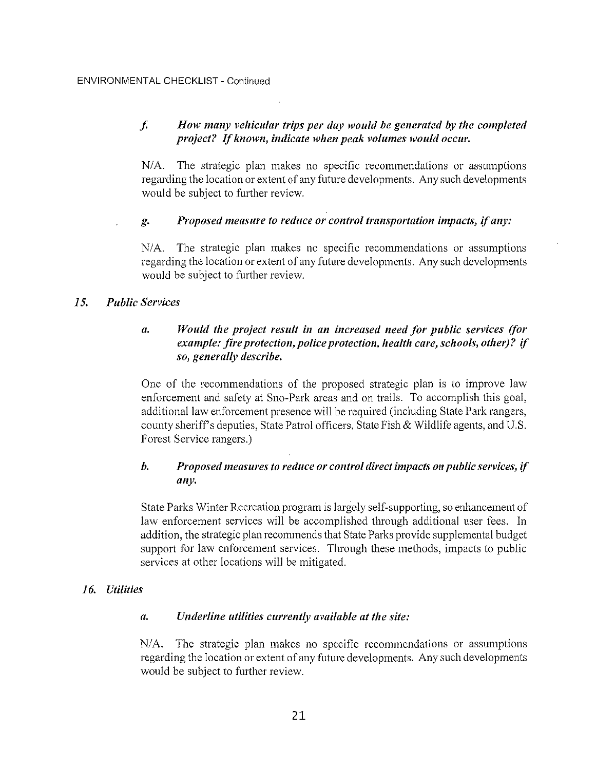*f. How many vehicular trips per day would be generated by the completed project? If known, indicate when peak volumes would occur.*

N/A. The strategic plan makes no specific recommendations or assumptions regarding the location or extent of any future developments. Any such developments would be subject to further review.

*g. Proposed measure to reduce or control transportation impacts, if any:*

N/A. The strategic plan makes no specific recommendations or assumptions regarding the location or extent of any future developments. Any such developments would be subject to further review.

### *15. Public Services*

*a. Would the project result in an increased need for public services (for example: fire protection, police protection, health care, schools, other)? if so, generally describe.*

One of the recommendations of the proposed strategic plan is to improve law enforcement and safety at Sno-Park areas and on trails. To accomplish this goal, additional law enforcement presence will be required (including State Park rangers, county sheriff's deputies, State Patrol officers, State Fish & Wildlife agents, and U.S. Forest Service rangers.)

*b. Proposed measures to reduce or control direct impacts on public services, if any.*

State Parks Winter Recreation program is largely self-supporting, so enhancement of law enforcement services will be accomplished through additional user fees. In addition, the strategic plan recommends that State Parks provide supplemental budget support for law enforcement services. Through these methods, impacts to public services at other locations will be mitigated.

### *16. Utilities*

*a. Underline utilities currently available at the site:*

N/A. The strategic plan makes no specific recommendations or assumptions regarding the location or extent of any future developments. Any such developments would be subject to further review.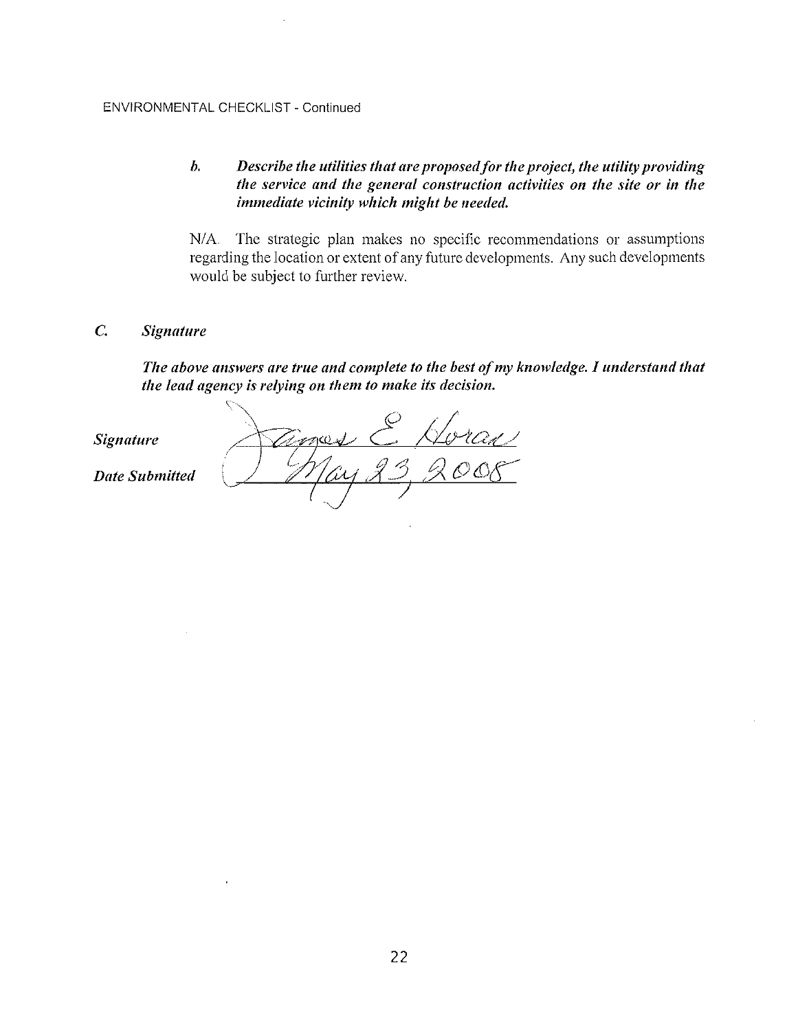ENVIRONMENTAL CHECKLIST - Continued

***b. Describe the utilities that are proposed for the project, the utility providing the service and the general construction activities on the site or in the immediate vicinity which might be needed.***

N/A. The strategic plan makes no specific recommendations or assumptions regarding the location or extent of any future developments. Any such developments would be subject to further review.

## *C. Signature*

***The above answers are true and complete to the best of my knowledge. I understand that the lead agency is relying on them to make its decision.***

***Signature*** James E. Horan

***Date Submitted*** May 23, 2008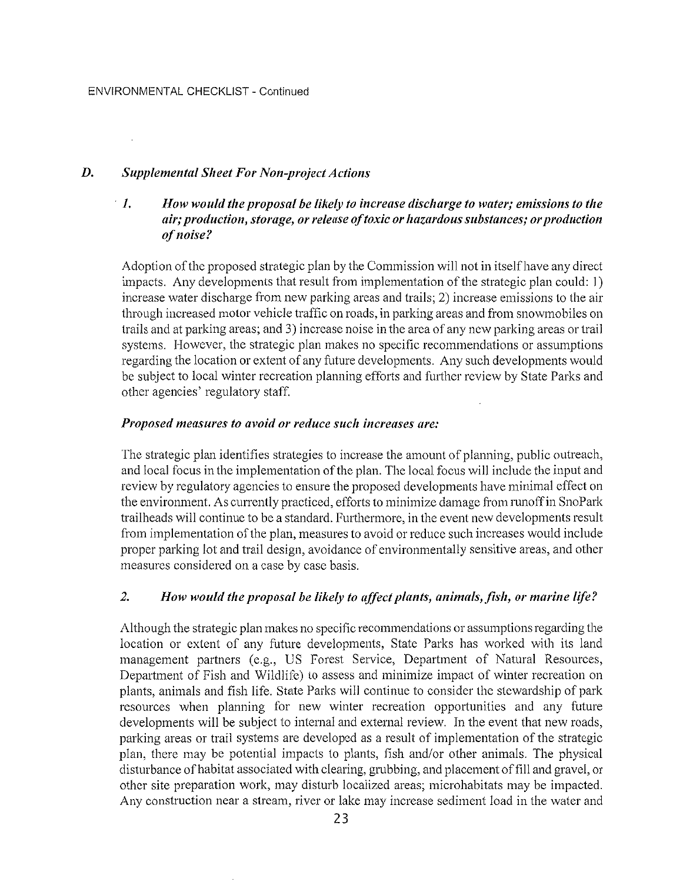## D. *Supplemental Sheet For Non-project Actions*

### 1. *How would the proposal be likely to increase discharge to water; emissions to the air; production, storage, or release of toxic or hazardous substances; or production of noise?*

Adoption of the proposed strategic plan by the Commission will not in itself have any direct impacts. Any developments that result from implementation of the strategic plan could: 1) increase water discharge from new parking areas and trails; 2) increase emissions to the air through increased motor vehicle traffic on roads, in parking areas and from snowmobiles on trails and at parking areas; and 3) increase noise in the area of any new parking areas or trail systems. However, the strategic plan makes no specific recommendations or assumptions regarding the location or extent of any future developments. Any such developments would be subject to local winter recreation planning efforts and further review by State Parks and other agencies' regulatory staff.

#### *Proposed measures to avoid or reduce such increases are:*

The strategic plan identifies strategies to increase the amount of planning, public outreach, and local focus in the implementation of the plan. The local focus will include the input and review by regulatory agencies to ensure the proposed developments have minimal effect on the environment. As currently practiced, efforts to minimize damage from runoff in SnoPark trailheads will continue to be a standard. Furthermore, in the event new developments result from implementation of the plan, measures to avoid or reduce such increases would include proper parking lot and trail design, avoidance of environmentally sensitive areas, and other measures considered on a case by case basis.

### 2. *How would the proposal be likely to affect plants, animals, fish, or marine life?*

Although the strategic plan makes no specific recommendations or assumptions regarding the location or extent of any future developments, State Parks has worked with its land management partners (e.g., US Forest Service, Department of Natural Resources, Department of Fish and Wildlife) to assess and minimize impact of winter recreation on plants, animals and fish life. State Parks will continue to consider the stewardship of park resources when planning for new winter recreation opportunities and any future developments will be subject to internal and external review. In the event that new roads, parking areas or trail systems are developed as a result of implementation of the strategic plan, there may be potential impacts to plants, fish and/or other animals. The physical disturbance of habitat associated with clearing, grubbing, and placement of fill and gravel, or other site preparation work, may disturb localized areas; microhabitats may be impacted. Any construction near a stream, river or lake may increase sediment load in the water and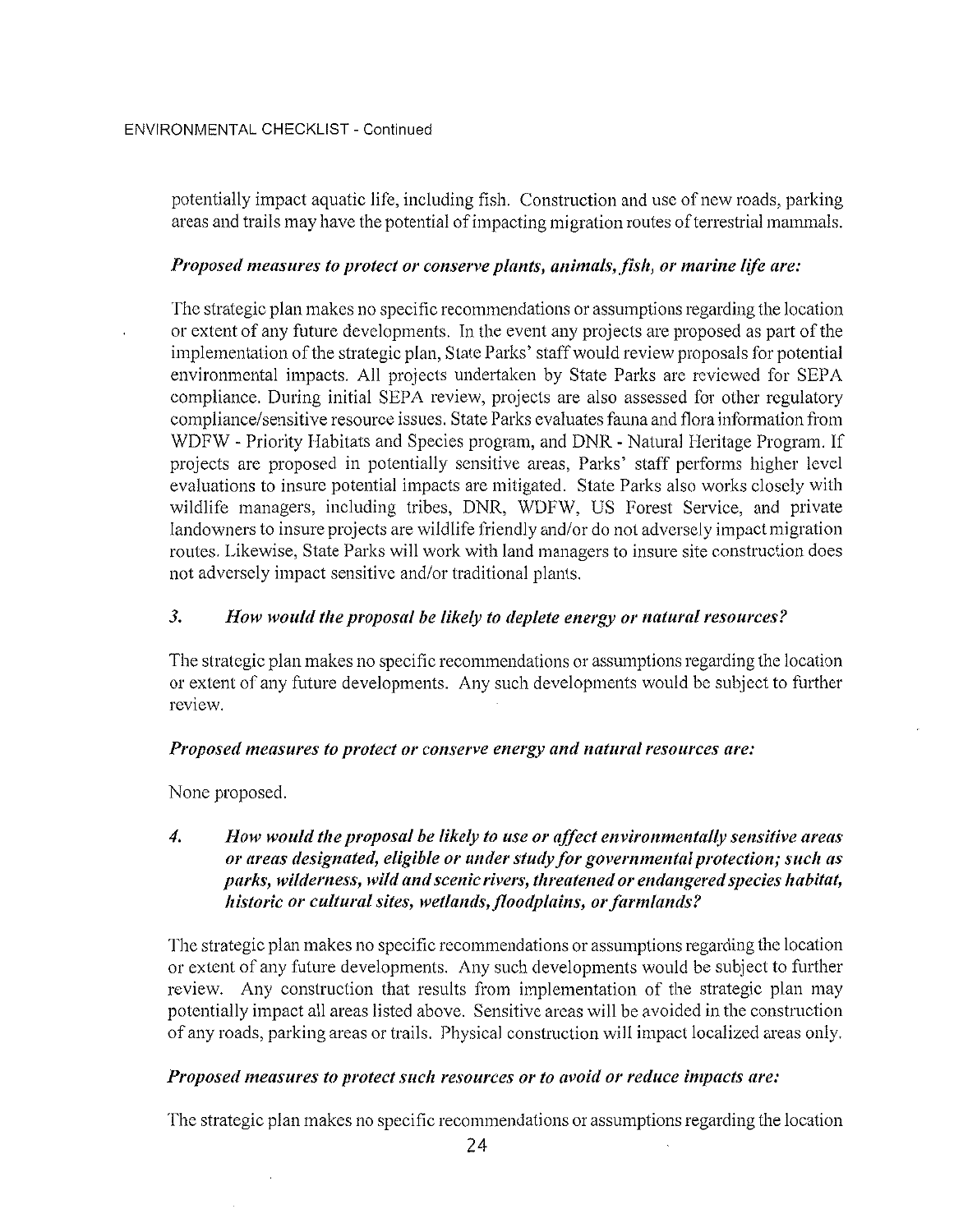potentially impact aquatic life, including fish. Construction and use of new roads, parking areas and trails may have the potential of impacting migration routes of terrestrial mammals.

***Proposed measures to protect or conserve plants, animals, fish, or marine life are:***

The strategic plan makes no specific recommendations or assumptions regarding the location or extent of any future developments. In the event any projects are proposed as part of the implementation of the strategic plan, State Parks' staff would review proposals for potential environmental impacts. All projects undertaken by State Parks are reviewed for SEPA compliance. During initial SEPA review, projects are also assessed for other regulatory compliance/sensitive resource issues. State Parks evaluates fauna and flora information from WDFW - Priority Habitats and Species program, and DNR - Natural Heritage Program. If projects are proposed in potentially sensitive areas, Parks' staff performs higher level evaluations to insure potential impacts are mitigated. State Parks also works closely with wildlife managers, including tribes, DNR, WDFW, US Forest Service, and private landowners to insure projects are wildlife friendly and/or do not adversely impact migration routes. Likewise, State Parks will work with land managers to insure site construction does not adversely impact sensitive and/or traditional plants.

***3. How would the proposal be likely to deplete energy or natural resources?***

The strategic plan makes no specific recommendations or assumptions regarding the location or extent of any future developments. Any such developments would be subject to further review.

***Proposed measures to protect or conserve energy and natural resources are:***

None proposed.

***4. How would the proposal be likely to use or affect environmentally sensitive areas or areas designated, eligible or under study for governmental protection; such as parks, wilderness, wild and scenic rivers, threatened or endangered species habitat, historic or cultural sites, wetlands, floodplains, or farmlands?***

The strategic plan makes no specific recommendations or assumptions regarding the location or extent of any future developments. Any such developments would be subject to further review. Any construction that results from implementation of the strategic plan may potentially impact all areas listed above. Sensitive areas will be avoided in the construction of any roads, parking areas or trails. Physical construction will impact localized areas only.

***Proposed measures to protect such resources or to avoid or reduce impacts are:***

The strategic plan makes no specific recommendations or assumptions regarding the location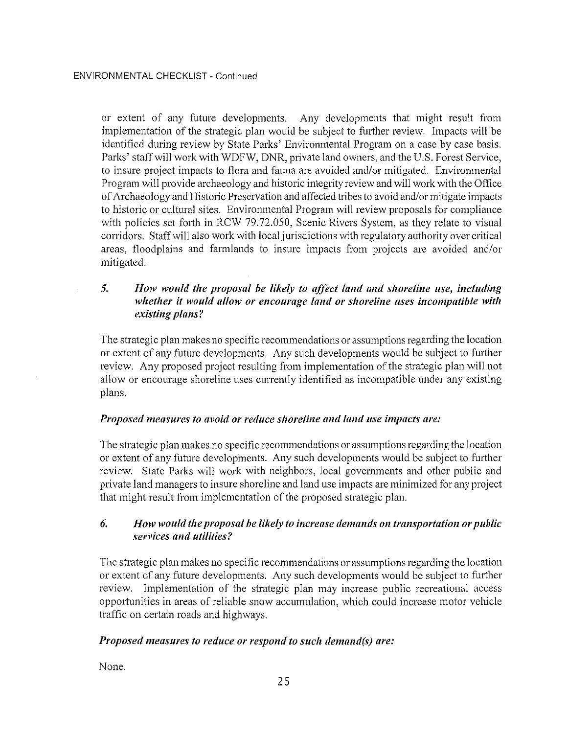or extent of any future developments. Any developments that might result from implementation of the strategic plan would be subject to further review. Impacts will be identified during review by State Parks' Environmental Program on a case by case basis. Parks' staff will work with WDFW, DNR, private land owners, and the U.S. Forest Service, to insure project impacts to flora and fauna are avoided and/or mitigated. Environmental Program will provide archaeology and historic integrity review and will work with the Office of Archaeology and Historic Preservation and affected tribes to avoid and/or mitigate impacts to historic or cultural sites. Environmental Program will review proposals for compliance with policies set forth in RCW 79.72.050, Scenic Rivers System, as they relate to visual corridors. Staff will also work with local jurisdictions with regulatory authority over critical areas, floodplains and farmlands to insure impacts from projects are avoided and/or mitigated.

***5. How would the proposal be likely to affect land and shoreline use, including whether it would allow or encourage land or shoreline uses incompatible with existing plans?***

The strategic plan makes no specific recommendations or assumptions regarding the location or extent of any future developments. Any such developments would be subject to further review. Any proposed project resulting from implementation of the strategic plan will not allow or encourage shoreline uses currently identified as incompatible under any existing plans.

***Proposed measures to avoid or reduce shoreline and land use impacts are:***

The strategic plan makes no specific recommendations or assumptions regarding the location or extent of any future developments. Any such developments would be subject to further review. State Parks will work with neighbors, local governments and other public and private land managers to insure shoreline and land use impacts are minimized for any project that might result from implementation of the proposed strategic plan.

***6. How would the proposal be likely to increase demands on transportation or public services and utilities?***

The strategic plan makes no specific recommendations or assumptions regarding the location or extent of any future developments. Any such developments would be subject to further review. Implementation of the strategic plan may increase public recreational access opportunities in areas of reliable snow accumulation, which could increase motor vehicle traffic on certain roads and highways.

***Proposed measures to reduce or respond to such demand(s) are:***

None.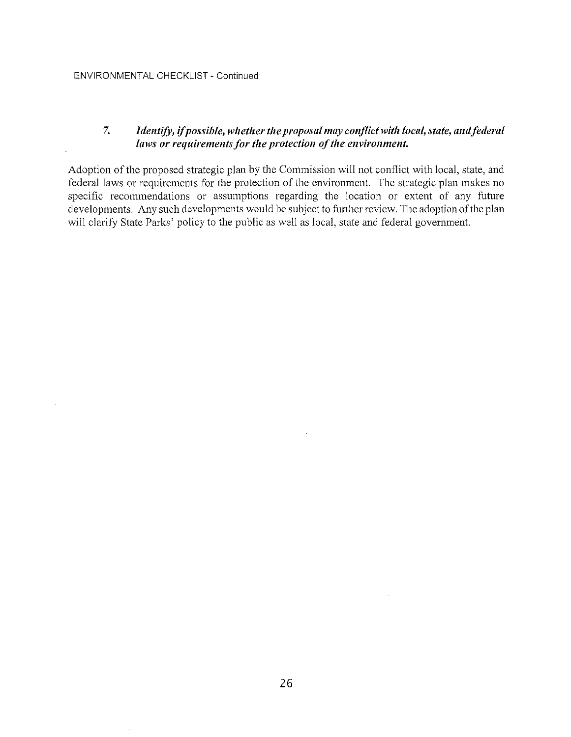ENVIRONMENTAL CHECKLIST - Continued

### *7. Identify, if possible, whether the proposal may conflict with local, state, and federal laws or requirements for the protection of the environment.*

Adoption of the proposed strategic plan by the Commission will not conflict with local, state, and federal laws or requirements for the protection of the environment. The strategic plan makes no specific recommendations or assumptions regarding the location or extent of any future developments. Any such developments would be subject to further review. The adoption of the plan will clarify State Parks' policy to the public as well as local, state and federal government.